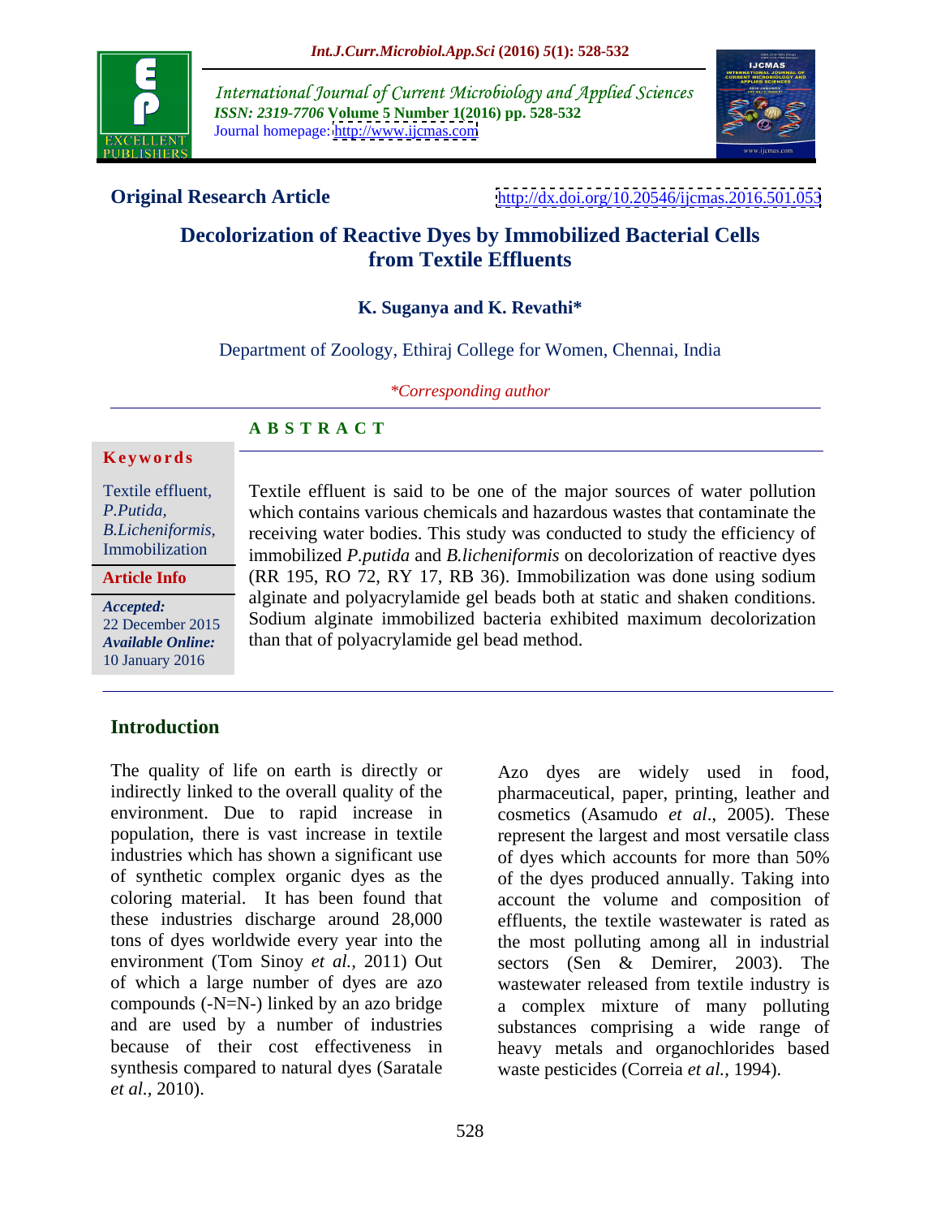International Journal of Current Microbiology and Applied Sciences
*ISSN: 2319-7706* **Volume 5 Number 1(2016) pp. 528-532**
Journal homepage: http://www.ijcmas.com

**Original Research Article** http://dx.doi.org/10.20546/ijcmas.2016.501.053

# Decolorization of Reactive Dyes by Immobilized Bacterial Cells from Textile Effluents

**K. Suganya and K. Revathi***

Department of Zoology, Ethiraj College for Women, Chennai, India

*\*Corresponding author*

## ABSTRACT

**Keywords**

Textile effluent, *P.Putida*, *B.Licheniformis*, Immobilization

**Article Info**

*Accepted:* 22 December 2015
*Available Online:* 10 January 2016

Textile effluent is said to be one of the major sources of water pollution which contains various chemicals and hazardous wastes that contaminate the receiving water bodies. This study was conducted to study the efficiency of immobilized *P.putida* and *B.licheniformis* on decolorization of reactive dyes (RR 195, RO 72, RY 17, RB 36). Immobilization was done using sodium alginate and polyacrylamide gel beads both at static and shaken conditions. Sodium alginate immobilized bacteria exhibited maximum decolorization than that of polyacrylamide gel bead method.

## Introduction

The quality of life on earth is directly or indirectly linked to the overall quality of the environment. Due to rapid increase in population, there is vast increase in textile industries which has shown a significant use of synthetic complex organic dyes as the coloring material. It has been found that these industries discharge around 28,000 tons of dyes worldwide every year into the environment (Tom Sinoy *et al.,* 2011) Out of which a large number of dyes are azo compounds (-N=N-) linked by an azo bridge and are used by a number of industries because of their cost effectiveness in synthesis compared to natural dyes (Saratale *et al.,* 2010).

Azo dyes are widely used in food, pharmaceutical, paper, printing, leather and cosmetics (Asamudo *et al*., 2005). These represent the largest and most versatile class of dyes which accounts for more than 50% of the dyes produced annually. Taking into account the volume and composition of effluents, the textile wastewater is rated as the most polluting among all in industrial sectors (Sen & Demirer, 2003). The wastewater released from textile industry is a complex mixture of many polluting substances comprising a wide range of heavy metals and organochlorides based waste pesticides (Correia *et al.,* 1994).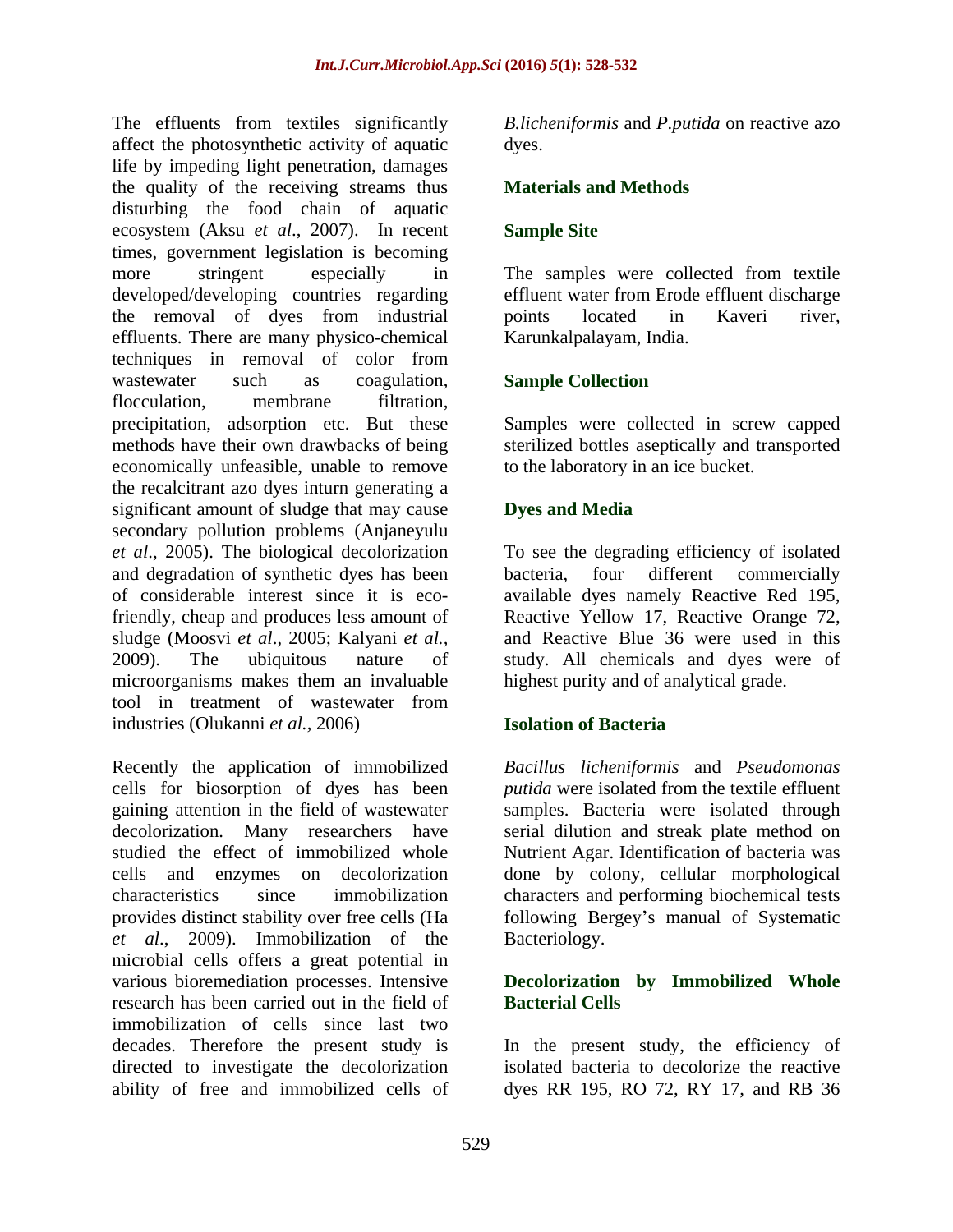The effluents from textiles significantly affect the photosynthetic activity of aquatic life by impeding light penetration, damages the quality of the receiving streams thus disturbing the food chain of aquatic ecosystem (Aksu *et al*., 2007). In recent times, government legislation is becoming more stringent especially in developed/developing countries regarding the removal of dyes from industrial effluents. There are many physico-chemical techniques in removal of color from wastewater such as coagulation, flocculation, membrane filtration, precipitation, adsorption etc. But these methods have their own drawbacks of being economically unfeasible, unable to remove the recalcitrant azo dyes inturn generating a significant amount of sludge that may cause secondary pollution problems (Anjaneyulu *et al*., 2005). The biological decolorization and degradation of synthetic dyes has been of considerable interest since it is eco-friendly, cheap and produces less amount of sludge (Moosvi *et al*., 2005; Kalyani *et al.,* 2009). The ubiquitous nature of microorganisms makes them an invaluable tool in treatment of wastewater from industries (Olukanni *et al.,* 2006)

Recently the application of immobilized cells for biosorption of dyes has been gaining attention in the field of wastewater decolorization. Many researchers have studied the effect of immobilized whole cells and enzymes on decolorization characteristics since immobilization provides distinct stability over free cells (Ha *et al*., 2009). Immobilization of the microbial cells offers a great potential in various bioremediation processes. Intensive research has been carried out in the field of immobilization of cells since last two decades. Therefore the present study is directed to investigate the decolorization ability of free and immobilized cells of *B.licheniformis* and *P.putida* on reactive azo dyes.

## Materials and Methods

### Sample Site

The samples were collected from textile effluent water from Erode effluent discharge points located in Kaveri river, Karunkalpalayam, India.

### Sample Collection

Samples were collected in screw capped sterilized bottles aseptically and transported to the laboratory in an ice bucket.

### Dyes and Media

To see the degrading efficiency of isolated bacteria, four different commercially available dyes namely Reactive Red 195, Reactive Yellow 17, Reactive Orange 72, and Reactive Blue 36 were used in this study. All chemicals and dyes were of highest purity and of analytical grade.

### Isolation of Bacteria

*Bacillus licheniformis* and *Pseudomonas putida* were isolated from the textile effluent samples. Bacteria were isolated through serial dilution and streak plate method on Nutrient Agar. Identification of bacteria was done by colony, cellular morphological characters and performing biochemical tests following Bergey's manual of Systematic Bacteriology.

### Decolorization by Immobilized Whole Bacterial Cells

In the present study, the efficiency of isolated bacteria to decolorize the reactive dyes RR 195, RO 72, RY 17, and RB 36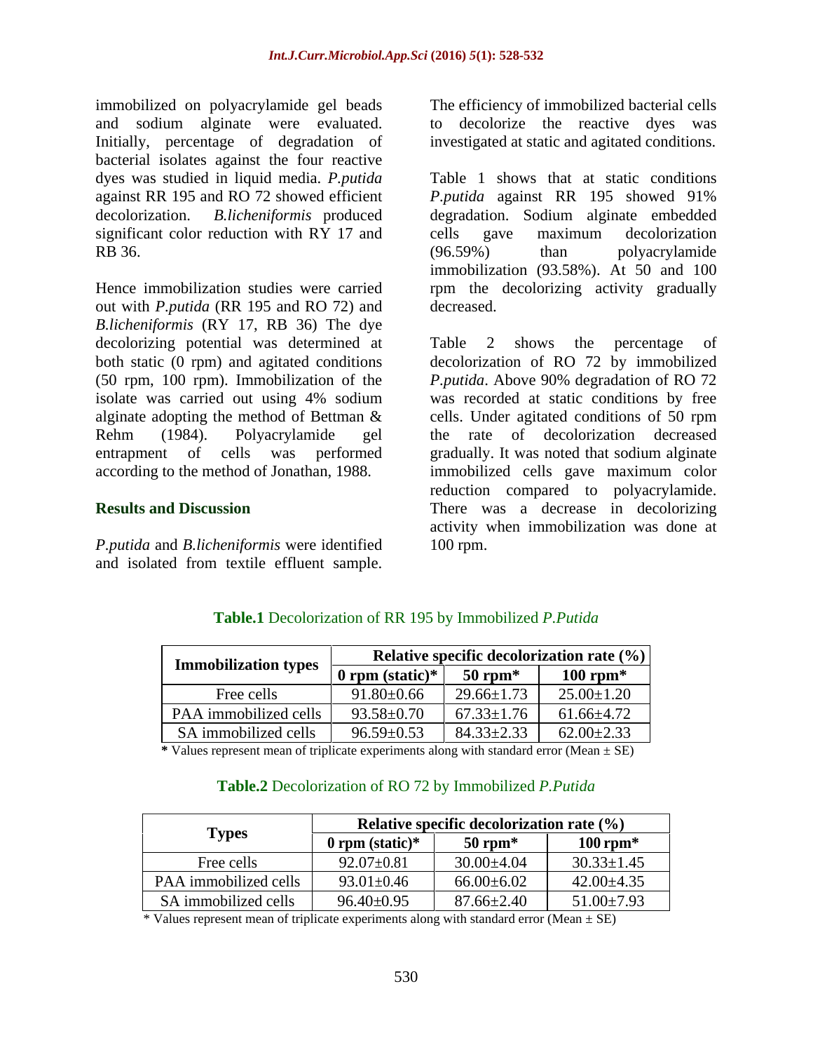immobilized on polyacrylamide gel beads and sodium alginate were evaluated. Initially, percentage of degradation of bacterial isolates against the four reactive dyes was studied in liquid media. *P.putida* against RR 195 and RO 72 showed efficient decolorization. *B.licheniformis* produced significant color reduction with RY 17 and RB 36.

Hence immobilization studies were carried out with *P.putida* (RR 195 and RO 72) and *B.licheniformis* (RY 17, RB 36) The dye decolorizing potential was determined at both static (0 rpm) and agitated conditions (50 rpm, 100 rpm). Immobilization of the isolate was carried out using 4% sodium alginate adopting the method of Bettman & Rehm (1984). Polyacrylamide gel entrapment of cells was performed according to the method of Jonathan, 1988.

## Results and Discussion

*P.putida* and *B.licheniformis* were identified and isolated from textile effluent sample. The efficiency of immobilized bacterial cells to decolorize the reactive dyes was investigated at static and agitated conditions.

Table 1 shows that at static conditions *P.putida* against RR 195 showed 91% degradation. Sodium alginate embedded cells gave maximum decolorization (96.59%) than polyacrylamide immobilization (93.58%). At 50 and 100 rpm the decolorizing activity gradually decreased.

Table 2 shows the percentage of decolorization of RO 72 by immobilized *P.putida*. Above 90% degradation of RO 72 was recorded at static conditions by free cells. Under agitated conditions of 50 rpm the rate of decolorization decreased gradually. It was noted that sodium alginate immobilized cells gave maximum color reduction compared to polyacrylamide. There was a decrease in decolorizing activity when immobilization was done at 100 rpm.

**Table.1** Decolorization of RR 195 by Immobilized *P.Putida*

| Immobilization types | Relative specific decolorization rate (%) | | |
|---|---|---|---|
| | 0 rpm (static)* | 50 rpm* | 100 rpm* |
| Free cells | 91.80±0.66 | 29.66±1.73 | 25.00±1.20 |
| PAA immobilized cells | 93.58±0.70 | 67.33±1.76 | 61.66±4.72 |
| SA immobilized cells | 96.59±0.53 | 84.33±2.33 | 62.00±2.33 |

\* Values represent mean of triplicate experiments along with standard error (Mean ± SE)

**Table.2** Decolorization of RO 72 by Immobilized *P.Putida*

| Types | Relative specific decolorization rate (%) | | |
|---|---|---|---|
| | 0 rpm (static)* | 50 rpm* | 100 rpm* |
| Free cells | 92.07±0.81 | 30.00±4.04 | 30.33±1.45 |
| PAA immobilized cells | 93.01±0.46 | 66.00±6.02 | 42.00±4.35 |
| SA immobilized cells | 96.40±0.95 | 87.66±2.40 | 51.00±7.93 |

\* Values represent mean of triplicate experiments along with standard error (Mean ± SE)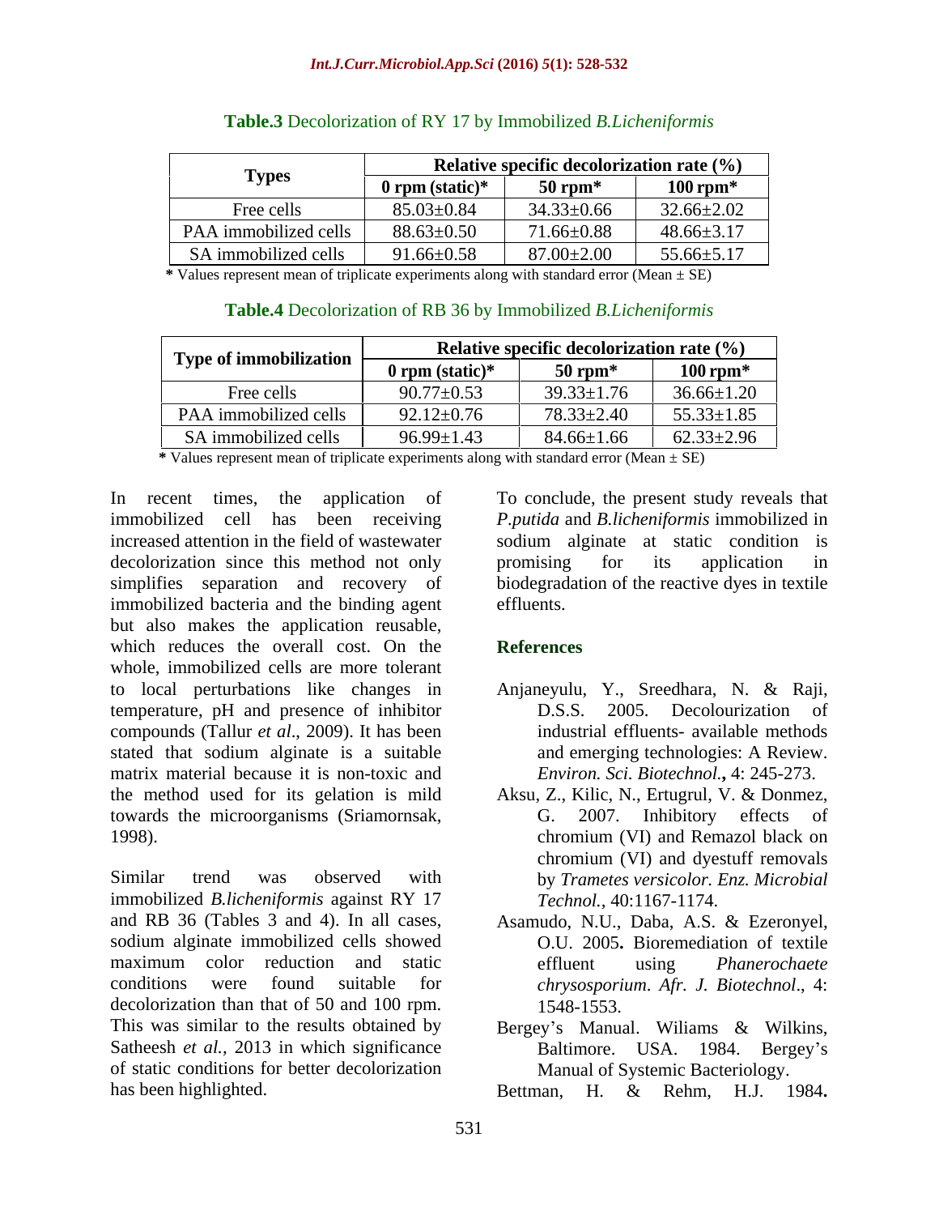**Table.3** Decolorization of RY 17 by Immobilized *B.Licheniformis*

| Types | Relative specific decolorization rate (%) | | |
|---|---|---|---|
| | 0 rpm (static)* | 50 rpm* | 100 rpm* |
| Free cells | 85.03±0.84 | 34.33±0.66 | 32.66±2.02 |
| PAA immobilized cells | 88.63±0.50 | 71.66±0.88 | 48.66±3.17 |
| SA immobilized cells | 91.66±0.58 | 87.00±2.00 | 55.66±5.17 |

* Values represent mean of triplicate experiments along with standard error (Mean ± SE)

**Table.4** Decolorization of RB 36 by Immobilized *B.Licheniformis*

| Type of immobilization | Relative specific decolorization rate (%) | | |
|---|---|---|---|
| | 0 rpm (static)* | 50 rpm* | 100 rpm* |
| Free cells | 90.77±0.53 | 39.33±1.76 | 36.66±1.20 |
| PAA immobilized cells | 92.12±0.76 | 78.33±2.40 | 55.33±1.85 |
| SA immobilized cells | 96.99±1.43 | 84.66±1.66 | 62.33±2.96 |

* Values represent mean of triplicate experiments along with standard error (Mean ± SE)

In recent times, the application of immobilized cell has been receiving increased attention in the field of wastewater decolorization since this method not only simplifies separation and recovery of immobilized bacteria and the binding agent but also makes the application reusable, which reduces the overall cost. On the whole, immobilized cells are more tolerant to local perturbations like changes in temperature, pH and presence of inhibitor compounds (Tallur *et al*., 2009). It has been stated that sodium alginate is a suitable matrix material because it is non-toxic and the method used for its gelation is mild towards the microorganisms (Sriamornsak, 1998).

Similar trend was observed with immobilized *B.licheniformis* against RY 17 and RB 36 (Tables 3 and 4). In all cases, sodium alginate immobilized cells showed maximum color reduction and static conditions were found suitable for decolorization than that of 50 and 100 rpm. This was similar to the results obtained by Satheesh *et al.*, 2013 in which significance of static conditions for better decolorization has been highlighted.

To conclude, the present study reveals that *P.putida* and *B.licheniformis* immobilized in sodium alginate at static condition is promising for its application in biodegradation of the reactive dyes in textile effluents.

## References

- Anjaneyulu, Y., Sreedhara, N. & Raji, D.S.S. 2005. Decolourization of industrial effluents- available methods and emerging technologies: A Review. *Environ. Sci. Biotechnol.***,** 4: 245-273.
- Aksu, Z., Kilic, N., Ertugrul, V. & Donmez, G. 2007. Inhibitory effects of chromium (VI) and Remazol black on chromium (VI) and dyestuff removals by *Trametes versicolor. Enz. Microbial Technol.,* 40:1167-1174.
- Asamudo, N.U., Daba, A.S. & Ezeronyel, O.U. 2005**.** Bioremediation of textile effluent using *Phanerochaete chrysosporium*. *Afr. J. Biotechnol*., 4: 1548-1553.
- Bergey's Manual. Wiliams & Wilkins, Baltimore. USA. 1984. Bergey's Manual of Systemic Bacteriology.
- Bettman, H. & Rehm, H.J. 1984**.**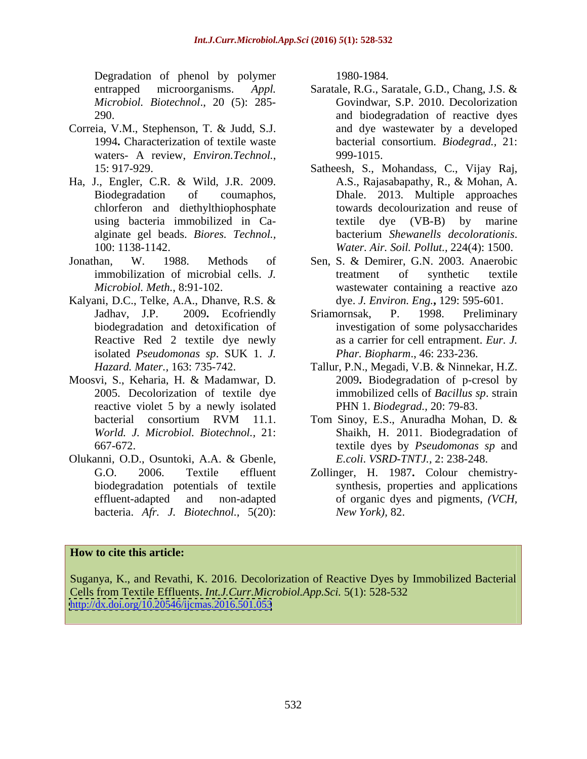Degradation of phenol by polymer entrapped microorganisms. *Appl. Microbiol. Biotechnol*., 20 (5): 285-290.

Correia, V.M., Stephenson, T. & Judd, S.J. 1994**.** Characterization of textile waste waters- A review, *Environ.Technol.*, 15: 917-929.

Ha, J., Engler, C.R. & Wild, J.R. 2009. Biodegradation of coumaphos, chlorferon and diethylthiophosphate using bacteria immobilized in Ca-alginate gel beads. *Biores. Technol.*, 100: 1138-1142.

Jonathan, W. 1988. Methods of immobilization of microbial cells. *J. Microbiol. Meth.*, 8:91-102.

Kalyani, D.C., Telke, A.A., Dhanve, R.S. & Jadhav, J.P. 2009**.** Ecofriendly biodegradation and detoxification of Reactive Red 2 textile dye newly isolated *Pseudomonas sp*. SUK 1. *J. Hazard. Mater.,* 163: 735-742.

Moosvi, S., Keharia, H. & Madamwar, D. 2005. Decolorization of textile dye reactive violet 5 by a newly isolated bacterial consortium RVM 11.1. *World. J. Microbiol. Biotechnol.,* 21: 667-672.

Olukanni, O.D., Osuntoki, A.A. & Gbenle, G.O. 2006. Textile effluent biodegradation potentials of textile effluent-adapted and non-adapted bacteria. *Afr. J. Biotechnol.,* 5(20): 1980-1984.

Saratale, R.G., Saratale, G.D., Chang, J.S. & Govindwar, S.P. 2010. Decolorization and biodegradation of reactive dyes and dye wastewater by a developed bacterial consortium. *Biodegrad.*, 21: 999-1015.

Satheesh, S., Mohandass, C., Vijay Raj, A.S., Rajasabapathy, R., & Mohan, A. Dhale. 2013. Multiple approaches towards decolourization and reuse of textile dye (VB-B) by marine bacterium *Shewanells decolorationis*. *Water. Air. Soil. Pollut.,* 224(4): 1500.

Sen, S. & Demirer, G.N. 2003. Anaerobic treatment of synthetic textile wastewater containing a reactive azo dye. *J. Environ. Eng.***,** 129: 595-601.

Sriamornsak, P. 1998. Preliminary investigation of some polysaccharides as a carrier for cell entrapment. *Eur. J. Phar. Biopharm*., 46: 233-236.

Tallur, P.N., Megadi, V.B. & Ninnekar, H.Z. 2009**.** Biodegradation of p-cresol by immobilized cells of *Bacillus sp*. strain PHN 1. *Biodegrad.,* 20: 79-83.

Tom Sinoy, E.S., Anuradha Mohan, D. & Shaikh, H. 2011. Biodegradation of textile dyes by *Pseudomonas sp* and *E.coli. VSRD-TNTJ.,* 2: 238-248.

Zollinger, H. 1987**.** Colour chemistry-synthesis, properties and applications of organic dyes and pigments, *(VCH, New York)*, 82.

**How to cite this article:**

Suganya, K., and Revathi, K. 2016. Decolorization of Reactive Dyes by Immobilized Bacterial Cells from Textile Effluents. *Int.J.Curr.Microbiol.App.Sci.* 5(1): 528-532
http://dx.doi.org/10.20546/ijcmas.2016.501.053